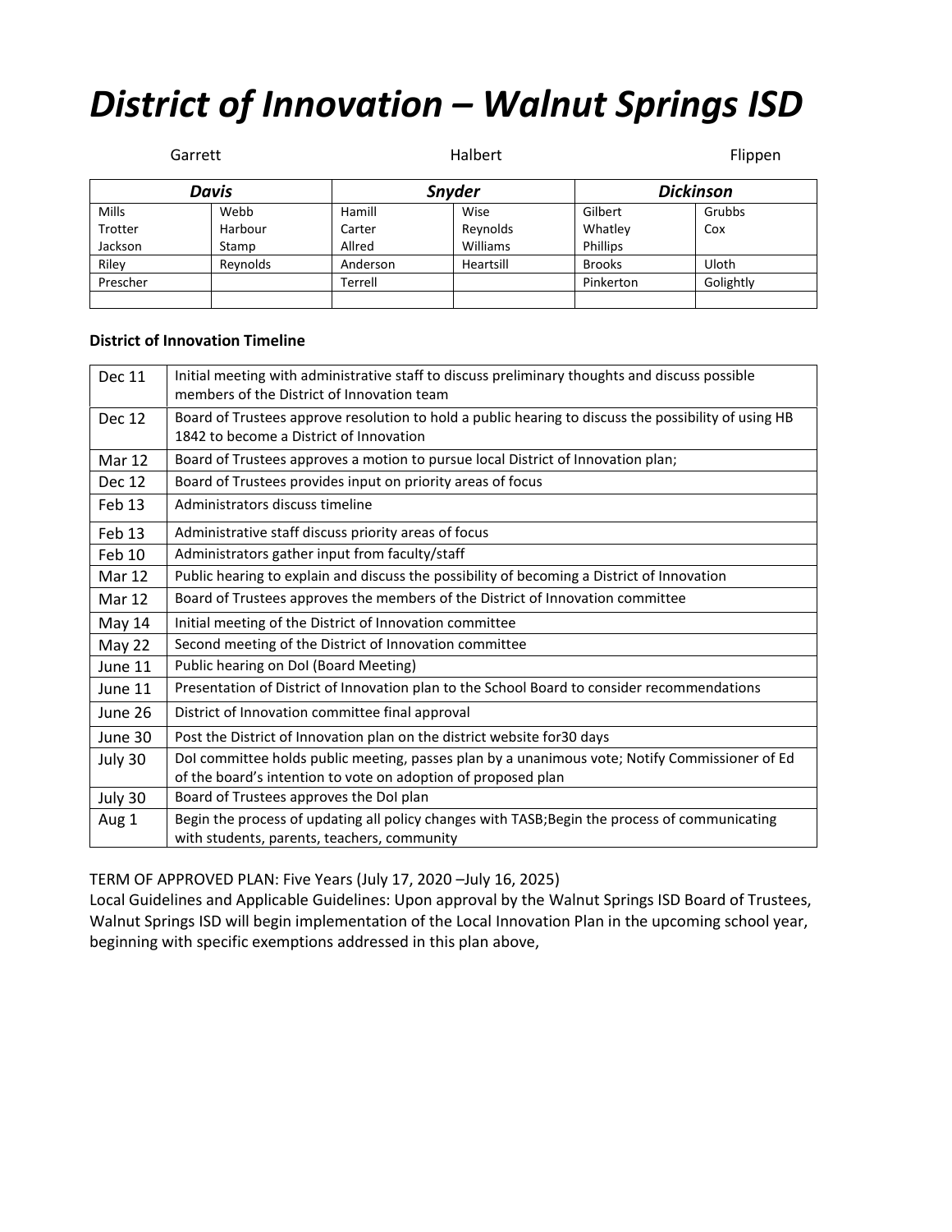# District of Innovation – Walnut Springs ISD

Garrett Halbert Flippen

| *Davis* | | *Snyder* | | *Dickinson* | |
|---|---|---|---|---|---|
| Mills<br>Trotter<br>Jackson | Webb<br>Harbour<br>Stamp | Hamill<br>Carter<br>Allred | Wise<br>Reynolds<br>Williams | Gilbert<br>Whatley<br>Phillips | Grubbs<br>Cox |
| Riley | Reynolds | Anderson | Heartsill | Brooks | Uloth |
| Prescher | | Terrell | | Pinkerton | Golightly |
| | | | | | |

**District of Innovation Timeline**

| | |
|---|---|
| Dec 11 | Initial meeting with administrative staff to discuss preliminary thoughts and discuss possible members of the District of Innovation team |
| Dec 12 | Board of Trustees approve resolution to hold a public hearing to discuss the possibility of using HB 1842 to become a District of Innovation |
| Mar 12 | Board of Trustees approves a motion to pursue local District of Innovation plan; |
| Dec 12 | Board of Trustees provides input on priority areas of focus |
| Feb 13 | Administrators discuss timeline |
| Feb 13 | Administrative staff discuss priority areas of focus |
| Feb 10 | Administrators gather input from faculty/staff |
| Mar 12 | Public hearing to explain and discuss the possibility of becoming a District of Innovation |
| Mar 12 | Board of Trustees approves the members of the District of Innovation committee |
| May 14 | Initial meeting of the District of Innovation committee |
| May 22 | Second meeting of the District of Innovation committee |
| June 11 | Public hearing on DoI (Board Meeting) |
| June 11 | Presentation of District of Innovation plan to the School Board to consider recommendations |
| June 26 | District of Innovation committee final approval |
| June 30 | Post the District of Innovation plan on the district website for30 days |
| July 30 | DoI committee holds public meeting, passes plan by a unanimous vote; Notify Commissioner of Ed of the board's intention to vote on adoption of proposed plan |
| July 30 | Board of Trustees approves the DoI plan |
| Aug 1 | Begin the process of updating all policy changes with TASB;Begin the process of communicating with students, parents, teachers, community |

TERM OF APPROVED PLAN: Five Years (July 17, 2020 –July 16, 2025)

Local Guidelines and Applicable Guidelines: Upon approval by the Walnut Springs ISD Board of Trustees, Walnut Springs ISD will begin implementation of the Local Innovation Plan in the upcoming school year, beginning with specific exemptions addressed in this plan above,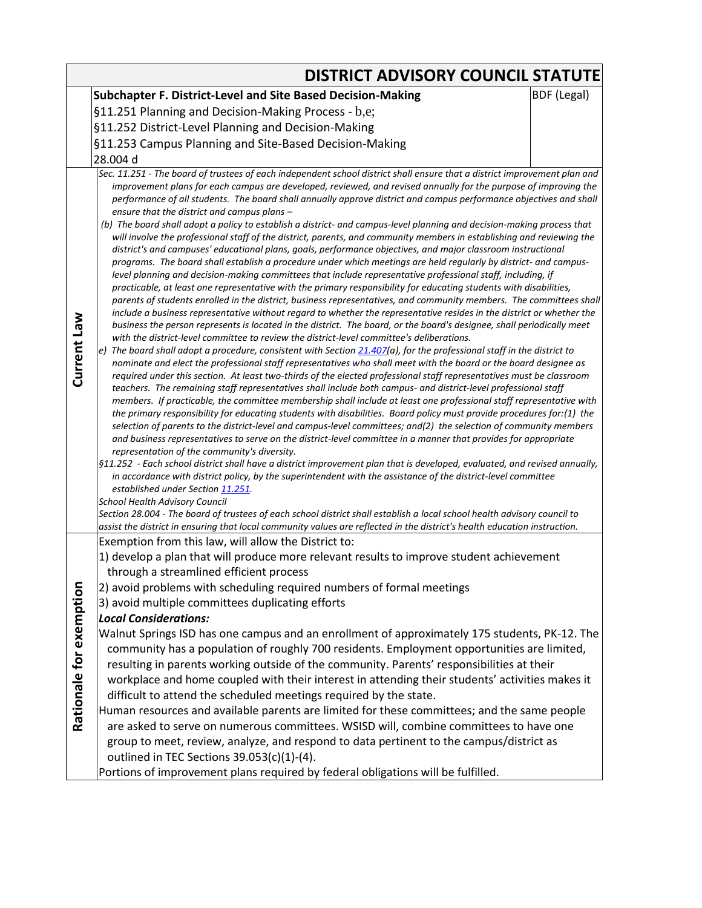# DISTRICT ADVISORY COUNCIL STATUTE

| | | |
|---|---|---|
| | **Subchapter F. District-Level and Site Based Decision-Making**<br>§11.251 Planning and Decision-Making Process - b,e;<br>§11.252 District-Level Planning and Decision-Making<br>§11.253 Campus Planning and Site-Based Decision-Making<br>28.004 d | BDF (Legal) |
| **Current Law** | *Sec. 11.251 - The board of trustees of each independent school district shall ensure that a district improvement plan and improvement plans for each campus are developed, reviewed, and revised annually for the purpose of improving the performance of all students. The board shall annually approve district and campus performance objectives and shall ensure that the district and campus plans –*<br>*(b) The board shall adopt a policy to establish a district- and campus-level planning and decision-making process that will involve the professional staff of the district, parents, and community members in establishing and reviewing the district's and campuses' educational plans, goals, performance objectives, and major classroom instructional programs. The board shall establish a procedure under which meetings are held regularly by district- and campus-level planning and decision-making committees that include representative professional staff, including, if practicable, at least one representative with the primary responsibility for educating students with disabilities, parents of students enrolled in the district, business representatives, and community members. The committees shall include a business representative without regard to whether the representative resides in the district or whether the business the person represents is located in the district. The board, or the board's designee, shall periodically meet with the district-level committee to review the district-level committee's deliberations.*<br>*e) The board shall adopt a procedure, consistent with Section 21.407(a), for the professional staff in the district to nominate and elect the professional staff representatives who shall meet with the board or the board designee as required under this section. At least two-thirds of the elected professional staff representatives must be classroom teachers. The remaining staff representatives shall include both campus- and district-level professional staff members. If practicable, the committee membership shall include at least one professional staff representative with the primary responsibility for educating students with disabilities. Board policy must provide procedures for:(1) the selection of parents to the district-level and campus-level committees; and(2) the selection of community members and business representatives to serve on the district-level committee in a manner that provides for appropriate representation of the community's diversity.*<br>*§11.252 - Each school district shall have a district improvement plan that is developed, evaluated, and revised annually, in accordance with district policy, by the superintendent with the assistance of the district-level committee established under Section 11.251.*<br>*School Health Advisory Council*<br>*Section 28.004 - The board of trustees of each school district shall establish a local school health advisory council to assist the district in ensuring that local community values are reflected in the district's health education instruction.* | |
| **Rationale for exemption** | Exemption from this law, will allow the District to:<br>1) develop a plan that will produce more relevant results to improve student achievement through a streamlined efficient process<br>2) avoid problems with scheduling required numbers of formal meetings<br>3) avoid multiple committees duplicating efforts<br>***Local Considerations:***<br>Walnut Springs ISD has one campus and an enrollment of approximately 175 students, PK-12. The community has a population of roughly 700 residents. Employment opportunities are limited, resulting in parents working outside of the community. Parents' responsibilities at their workplace and home coupled with their interest in attending their students' activities makes it difficult to attend the scheduled meetings required by the state.<br>Human resources and available parents are limited for these committees; and the same people are asked to serve on numerous committees. WSISD will, combine committees to have one group to meet, review, analyze, and respond to data pertinent to the campus/district as outlined in TEC Sections 39.053(c)(1)-(4).<br>Portions of improvement plans required by federal obligations will be fulfilled. | |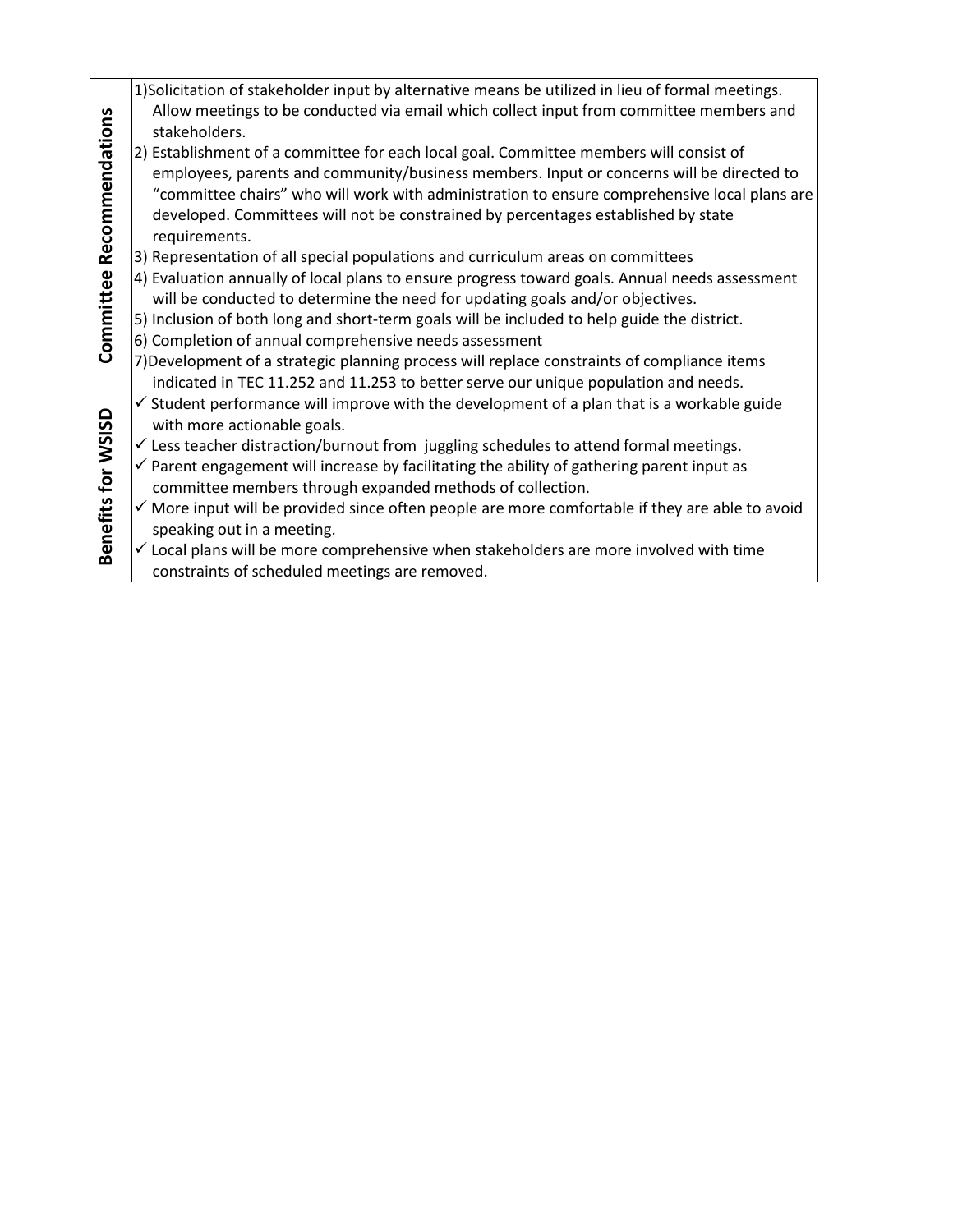| | |
|---|---|
| **Committee Recommendations** | 1)Solicitation of stakeholder input by alternative means be utilized in lieu of formal meetings. Allow meetings to be conducted via email which collect input from committee members and stakeholders.<br>2) Establishment of a committee for each local goal. Committee members will consist of employees, parents and community/business members. Input or concerns will be directed to "committee chairs" who will work with administration to ensure comprehensive local plans are developed. Committees will not be constrained by percentages established by state requirements.<br>3) Representation of all special populations and curriculum areas on committees<br>4) Evaluation annually of local plans to ensure progress toward goals. Annual needs assessment will be conducted to determine the need for updating goals and/or objectives.<br>5) Inclusion of both long and short-term goals will be included to help guide the district.<br>6) Completion of annual comprehensive needs assessment<br>7)Development of a strategic planning process will replace constraints of compliance items indicated in TEC 11.252 and 11.253 to better serve our unique population and needs. |
| **Benefits for WSISD** | ✓ Student performance will improve with the development of a plan that is a workable guide with more actionable goals.<br>✓ Less teacher distraction/burnout from juggling schedules to attend formal meetings.<br>✓ Parent engagement will increase by facilitating the ability of gathering parent input as committee members through expanded methods of collection.<br>✓ More input will be provided since often people are more comfortable if they are able to avoid speaking out in a meeting.<br>✓ Local plans will be more comprehensive when stakeholders are more involved with time constraints of scheduled meetings are removed. |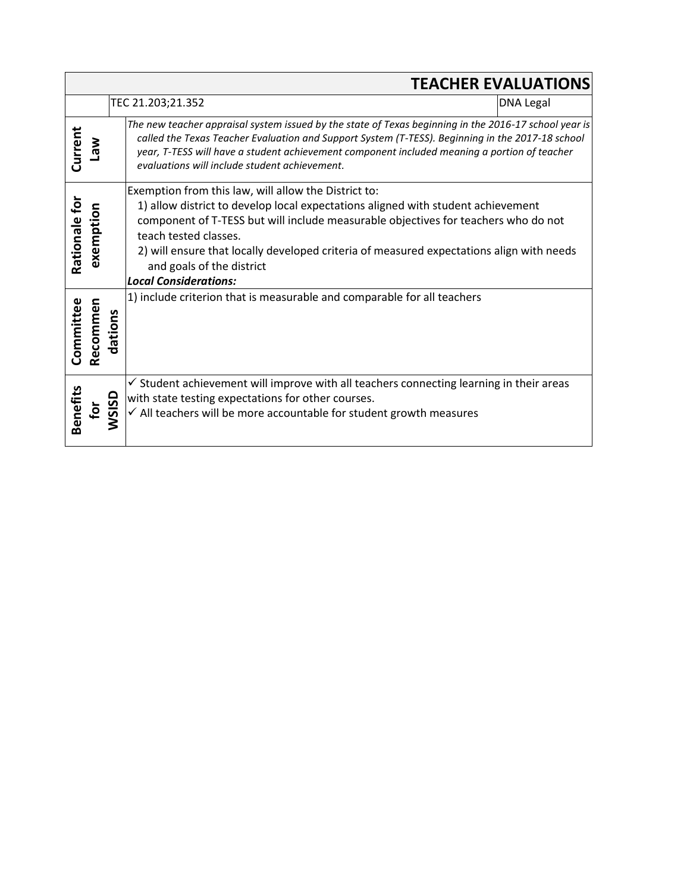## TEACHER EVALUATIONS

| | TEC 21.203;21.352 | DNA Legal |
|---|---|---|
| **Current Law** | *The new teacher appraisal system issued by the state of Texas beginning in the 2016-17 school year is called the Texas Teacher Evaluation and Support System (T-TESS). Beginning in the 2017-18 school year, T-TESS will have a student achievement component included meaning a portion of teacher evaluations will include student achievement.* | |
| **Rationale for exemption** | Exemption from this law, will allow the District to:<br>1) allow district to develop local expectations aligned with student achievement component of T-TESS but will include measurable objectives for teachers who do not teach tested classes.<br>2) will ensure that locally developed criteria of measured expectations align with needs and goals of the district<br>***Local Considerations:*** | |
| **Committee Recommendations** | 1) include criterion that is measurable and comparable for all teachers | |
| **Benefits for WSISD** | ✓ Student achievement will improve with all teachers connecting learning in their areas with state testing expectations for other courses.<br>✓ All teachers will be more accountable for student growth measures | |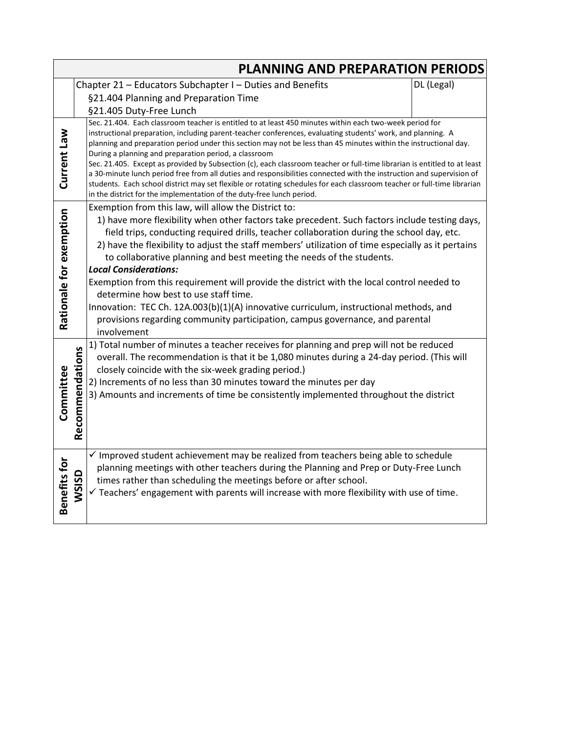# PLANNING AND PREPARATION PERIODS

| | | |
|---|---|---|
| | Chapter 21 – Educators Subchapter I – Duties and Benefits<br>§21.404 Planning and Preparation Time<br>§21.405 Duty-Free Lunch | DL (Legal) |
| **Current Law** | Sec. 21.404. Each classroom teacher is entitled to at least 450 minutes within each two-week period for instructional preparation, including parent-teacher conferences, evaluating students' work, and planning. A planning and preparation period under this section may not be less than 45 minutes within the instructional day. During a planning and preparation period, a classroom<br>Sec. 21.405. Except as provided by Subsection (c), each classroom teacher or full-time librarian is entitled to at least a 30-minute lunch period free from all duties and responsibilities connected with the instruction and supervision of students. Each school district may set flexible or rotating schedules for each classroom teacher or full-time librarian in the district for the implementation of the duty-free lunch period. | |
| **Rationale for exemption** | Exemption from this law, will allow the District to:<br>1) have more flexibility when other factors take precedent. Such factors include testing days, field trips, conducting required drills, teacher collaboration during the school day, etc.<br>2) have the flexibility to adjust the staff members' utilization of time especially as it pertains to collaborative planning and best meeting the needs of the students.<br>***Local Considerations:***<br>Exemption from this requirement will provide the district with the local control needed to determine how best to use staff time.<br>Innovation: TEC Ch. 12A.003(b)(1)(A) innovative curriculum, instructional methods, and provisions regarding community participation, campus governance, and parental involvement | |
| **Committee Recommendations** | 1) Total number of minutes a teacher receives for planning and prep will not be reduced overall. The recommendation is that it be 1,080 minutes during a 24-day period. (This will closely coincide with the six-week grading period.)<br>2) Increments of no less than 30 minutes toward the minutes per day<br>3) Amounts and increments of time be consistently implemented throughout the district | |
| **Benefits for WSISD** | ✓ Improved student achievement may be realized from teachers being able to schedule planning meetings with other teachers during the Planning and Prep or Duty-Free Lunch times rather than scheduling the meetings before or after school.<br>✓ Teachers' engagement with parents will increase with more flexibility with use of time. | |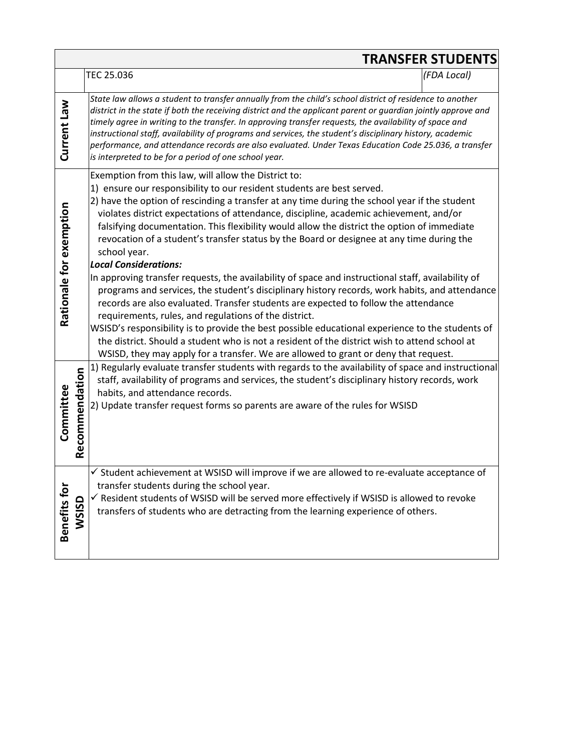# TRANSFER STUDENTS

| | TEC 25.036 | *(FDA Local)* |
|---|---|---|
| **Current Law** | *State law allows a student to transfer annually from the child's school district of residence to another district in the state if both the receiving district and the applicant parent or guardian jointly approve and timely agree in writing to the transfer. In approving transfer requests, the availability of space and instructional staff, availability of programs and services, the student's disciplinary history, academic performance, and attendance records are also evaluated. Under Texas Education Code 25.036, a transfer is interpreted to be for a period of one school year.* | |
| **Rationale for exemption** | Exemption from this law, will allow the District to:<br>1) ensure our responsibility to our resident students are best served.<br>2) have the option of rescinding a transfer at any time during the school year if the student violates district expectations of attendance, discipline, academic achievement, and/or falsifying documentation. This flexibility would allow the district the option of immediate revocation of a student's transfer status by the Board or designee at any time during the school year.<br>***Local Considerations:***<br>In approving transfer requests, the availability of space and instructional staff, availability of programs and services, the student's disciplinary history records, work habits, and attendance records are also evaluated. Transfer students are expected to follow the attendance requirements, rules, and regulations of the district.<br>WSISD's responsibility is to provide the best possible educational experience to the students of the district. Should a student who is not a resident of the district wish to attend school at WSISD, they may apply for a transfer. We are allowed to grant or deny that request. | |
| **Committee Recommendation** | 1) Regularly evaluate transfer students with regards to the availability of space and instructional staff, availability of programs and services, the student's disciplinary history records, work habits, and attendance records.<br>2) Update transfer request forms so parents are aware of the rules for WSISD | |
| **Benefits for WSISD** | ✓ Student achievement at WSISD will improve if we are allowed to re-evaluate acceptance of transfer students during the school year.<br>✓ Resident students of WSISD will be served more effectively if WSISD is allowed to revoke transfers of students who are detracting from the learning experience of others. | |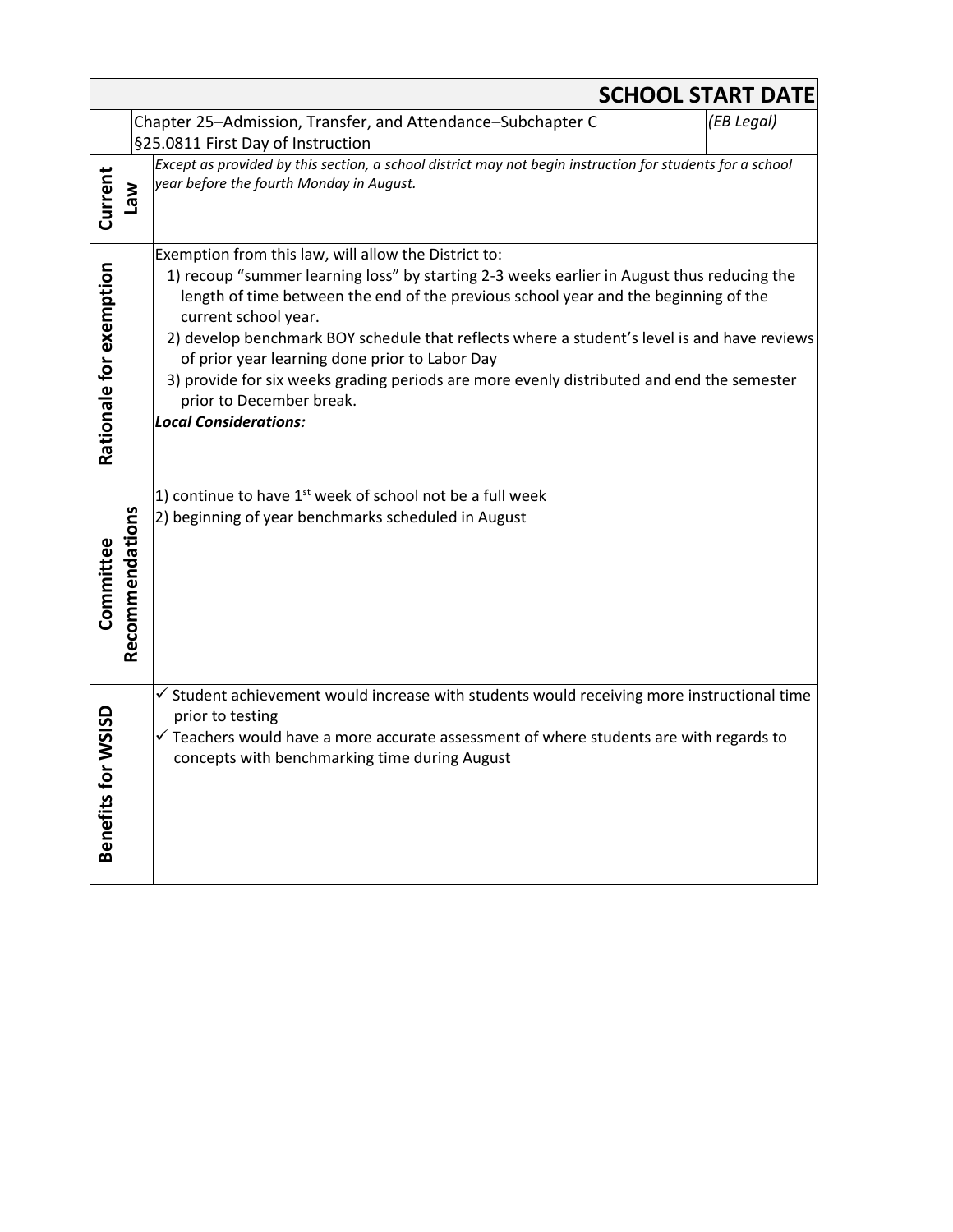# SCHOOL START DATE

| | |
|---|---|
| Chapter 25–Admission, Transfer, and Attendance–Subchapter C §25.0811 First Day of Instruction | *(EB Legal)* |
| **Current Law** | *Except as provided by this section, a school district may not begin instruction for students for a school year before the fourth Monday in August.* |
| **Rationale for exemption** | Exemption from this law, will allow the District to:<br>1) recoup "summer learning loss" by starting 2-3 weeks earlier in August thus reducing the length of time between the end of the previous school year and the beginning of the current school year.<br>2) develop benchmark BOY schedule that reflects where a student's level is and have reviews of prior year learning done prior to Labor Day<br>3) provide for six weeks grading periods are more evenly distributed and end the semester prior to December break.<br>***Local Considerations:*** |
| **Committee Recommendations** | 1) continue to have 1st week of school not be a full week<br>2) beginning of year benchmarks scheduled in August |
| **Benefits for WSISD** | ✓ Student achievement would increase with students would receiving more instructional time prior to testing<br>✓ Teachers would have a more accurate assessment of where students are with regards to concepts with benchmarking time during August |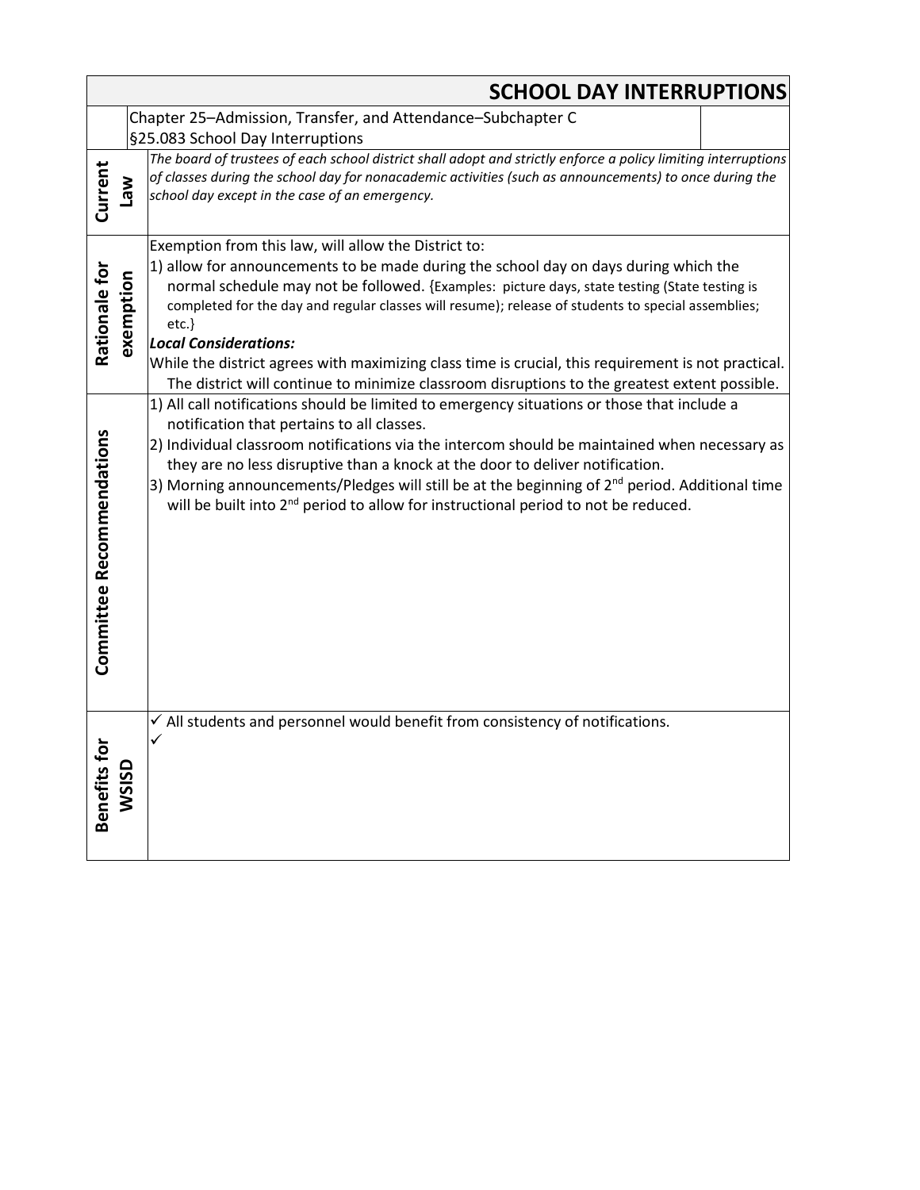# SCHOOL DAY INTERRUPTIONS

Chapter 25–Admission, Transfer, and Attendance–Subchapter C
§25.083 School Day Interruptions

| | |
|---|---|
| **Current Law** | *The board of trustees of each school district shall adopt and strictly enforce a policy limiting interruptions of classes during the school day for nonacademic activities (such as announcements) to once during the school day except in the case of an emergency.* |
| **Rationale for exemption** | Exemption from this law, will allow the District to:<br>1) allow for announcements to be made during the school day on days during which the normal schedule may not be followed. {Examples: picture days, state testing (State testing is completed for the day and regular classes will resume); release of students to special assemblies; etc.}<br>***Local Considerations:***<br>While the district agrees with maximizing class time is crucial, this requirement is not practical. The district will continue to minimize classroom disruptions to the greatest extent possible. |
| **Committee Recommendations** | 1) All call notifications should be limited to emergency situations or those that include a notification that pertains to all classes.<br>2) Individual classroom notifications via the intercom should be maintained when necessary as they are no less disruptive than a knock at the door to deliver notification.<br>3) Morning announcements/Pledges will still be at the beginning of 2nd period. Additional time will be built into 2nd period to allow for instructional period to not be reduced. |
| **Benefits for WSISD** | ✓ All students and personnel would benefit from consistency of notifications.<br>✓ |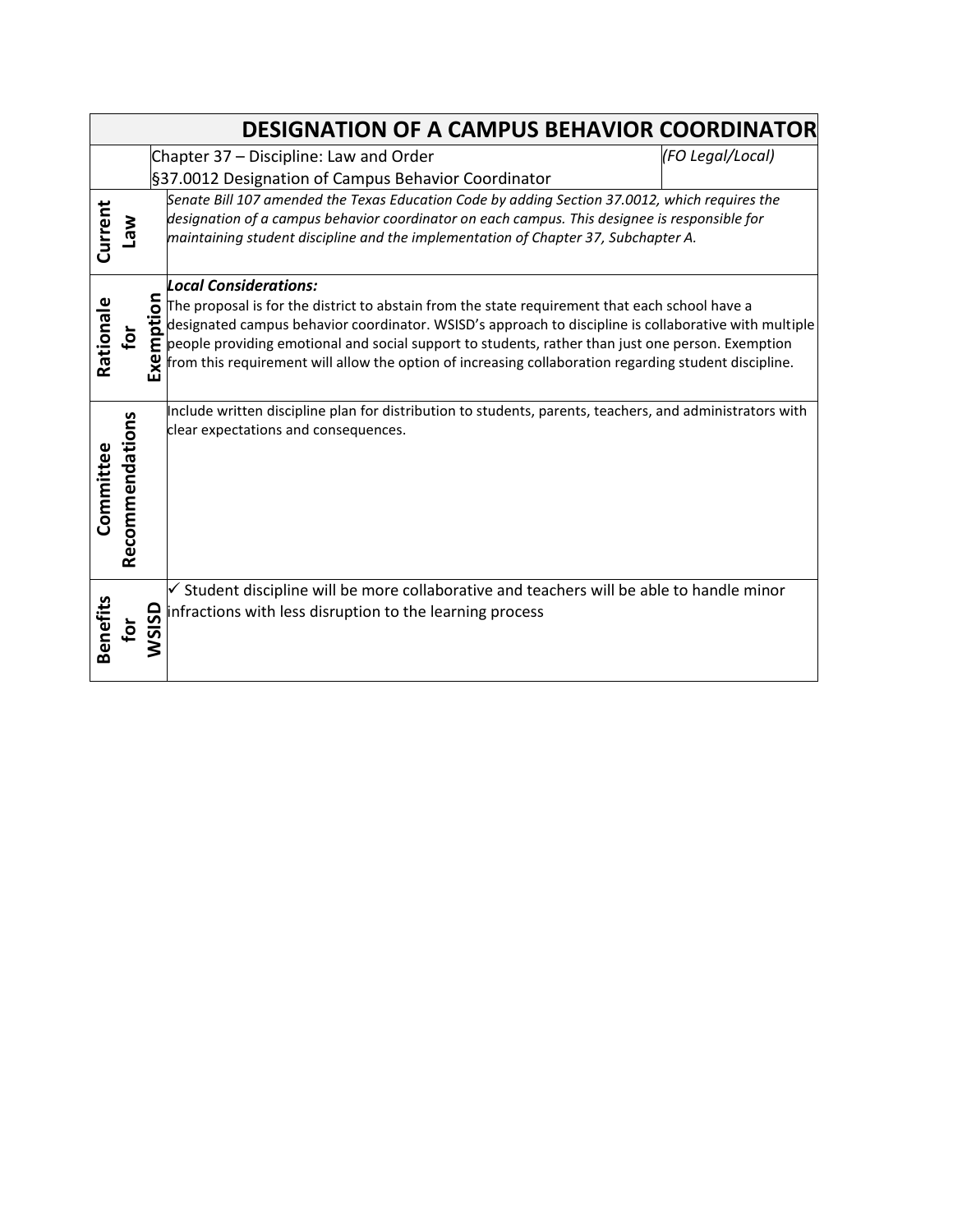## DESIGNATION OF A CAMPUS BEHAVIOR COORDINATOR

| | Chapter 37 – Discipline: Law and Order<br>§37.0012 Designation of Campus Behavior Coordinator | *(FO Legal/Local)* |
|---|---|---|
| **Current Law** | *Senate Bill 107 amended the Texas Education Code by adding Section 37.0012, which requires the designation of a campus behavior coordinator on each campus. This designee is responsible for maintaining student discipline and the implementation of Chapter 37, Subchapter A.* | |
| **Rationale for Exemption** | ***Local Considerations:***<br>The proposal is for the district to abstain from the state requirement that each school have a designated campus behavior coordinator. WSISD's approach to discipline is collaborative with multiple people providing emotional and social support to students, rather than just one person. Exemption from this requirement will allow the option of increasing collaboration regarding student discipline. | |
| **Committee Recommendations** | Include written discipline plan for distribution to students, parents, teachers, and administrators with clear expectations and consequences. | |
| **Benefits for WSISD** | ✓ Student discipline will be more collaborative and teachers will be able to handle minor infractions with less disruption to the learning process | |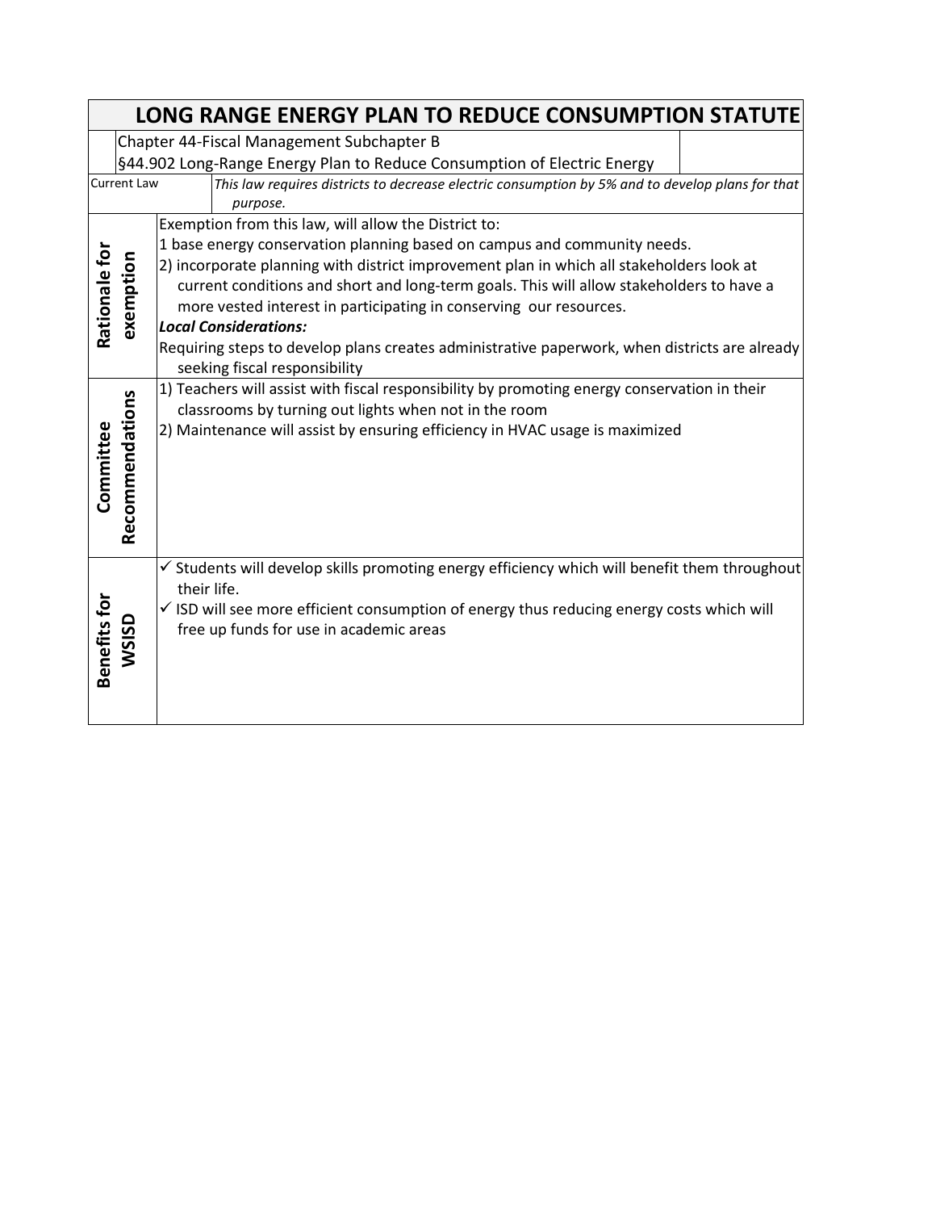# LONG RANGE ENERGY PLAN TO REDUCE CONSUMPTION STATUTE

Chapter 44-Fiscal Management Subchapter B

§44.902 Long-Range Energy Plan to Reduce Consumption of Electric Energy

| | |
|---|---|
| Current Law | *This law requires districts to decrease electric consumption by 5% and to develop plans for that purpose.* |
| **Rationale for exemption** | Exemption from this law, will allow the District to:<br>1 base energy conservation planning based on campus and community needs.<br>2) incorporate planning with district improvement plan in which all stakeholders look at current conditions and short and long-term goals. This will allow stakeholders to have a more vested interest in participating in conserving our resources.<br>***Local Considerations:***<br>Requiring steps to develop plans creates administrative paperwork, when districts are already seeking fiscal responsibility |
| **Committee Recommendations** | 1) Teachers will assist with fiscal responsibility by promoting energy conservation in their classrooms by turning out lights when not in the room<br>2) Maintenance will assist by ensuring efficiency in HVAC usage is maximized |
| **Benefits for WSISD** | ✓ Students will develop skills promoting energy efficiency which will benefit them throughout their life.<br>✓ ISD will see more efficient consumption of energy thus reducing energy costs which will free up funds for use in academic areas |